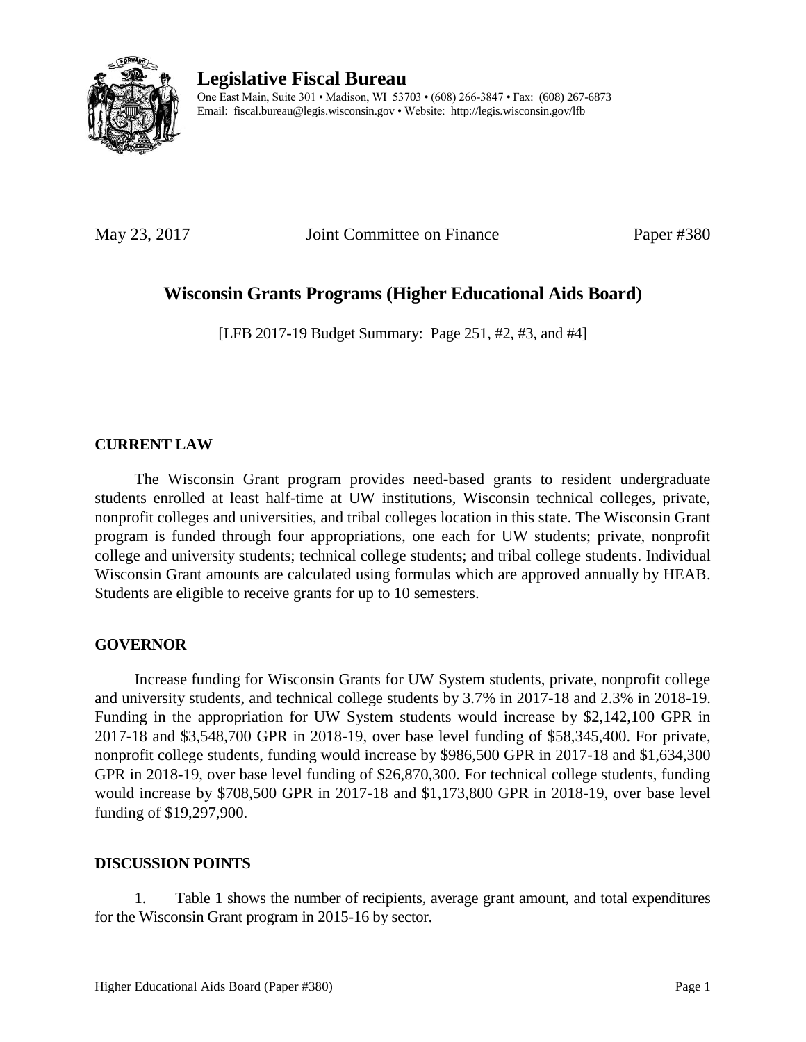**Legislative Fiscal Bureau**

One East Main, Suite 301 • Madison, WI 53703 • (608) 266-3847 • Fax: (608) 267-6873
Email: fiscal.bureau@legis.wisconsin.gov • Website: http://legis.wisconsin.gov/lfb

---

May 23, 2017 Joint Committee on Finance Paper #380

# Wisconsin Grants Programs (Higher Educational Aids Board)

[LFB 2017-19 Budget Summary: Page 251, #2, #3, and #4]

---

## CURRENT LAW

The Wisconsin Grant program provides need-based grants to resident undergraduate students enrolled at least half-time at UW institutions, Wisconsin technical colleges, private, nonprofit colleges and universities, and tribal colleges location in this state. The Wisconsin Grant program is funded through four appropriations, one each for UW students; private, nonprofit college and university students; technical college students; and tribal college students. Individual Wisconsin Grant amounts are calculated using formulas which are approved annually by HEAB. Students are eligible to receive grants for up to 10 semesters.

## GOVERNOR

Increase funding for Wisconsin Grants for UW System students, private, nonprofit college and university students, and technical college students by 3.7% in 2017-18 and 2.3% in 2018-19. Funding in the appropriation for UW System students would increase by $2,142,100 GPR in 2017-18 and $3,548,700 GPR in 2018-19, over base level funding of $58,345,400. For private, nonprofit college students, funding would increase by $986,500 GPR in 2017-18 and $1,634,300 GPR in 2018-19, over base level funding of $26,870,300. For technical college students, funding would increase by $708,500 GPR in 2017-18 and $1,173,800 GPR in 2018-19, over base level funding of $19,297,900.

## DISCUSSION POINTS

1. Table 1 shows the number of recipients, average grant amount, and total expenditures for the Wisconsin Grant program in 2015-16 by sector.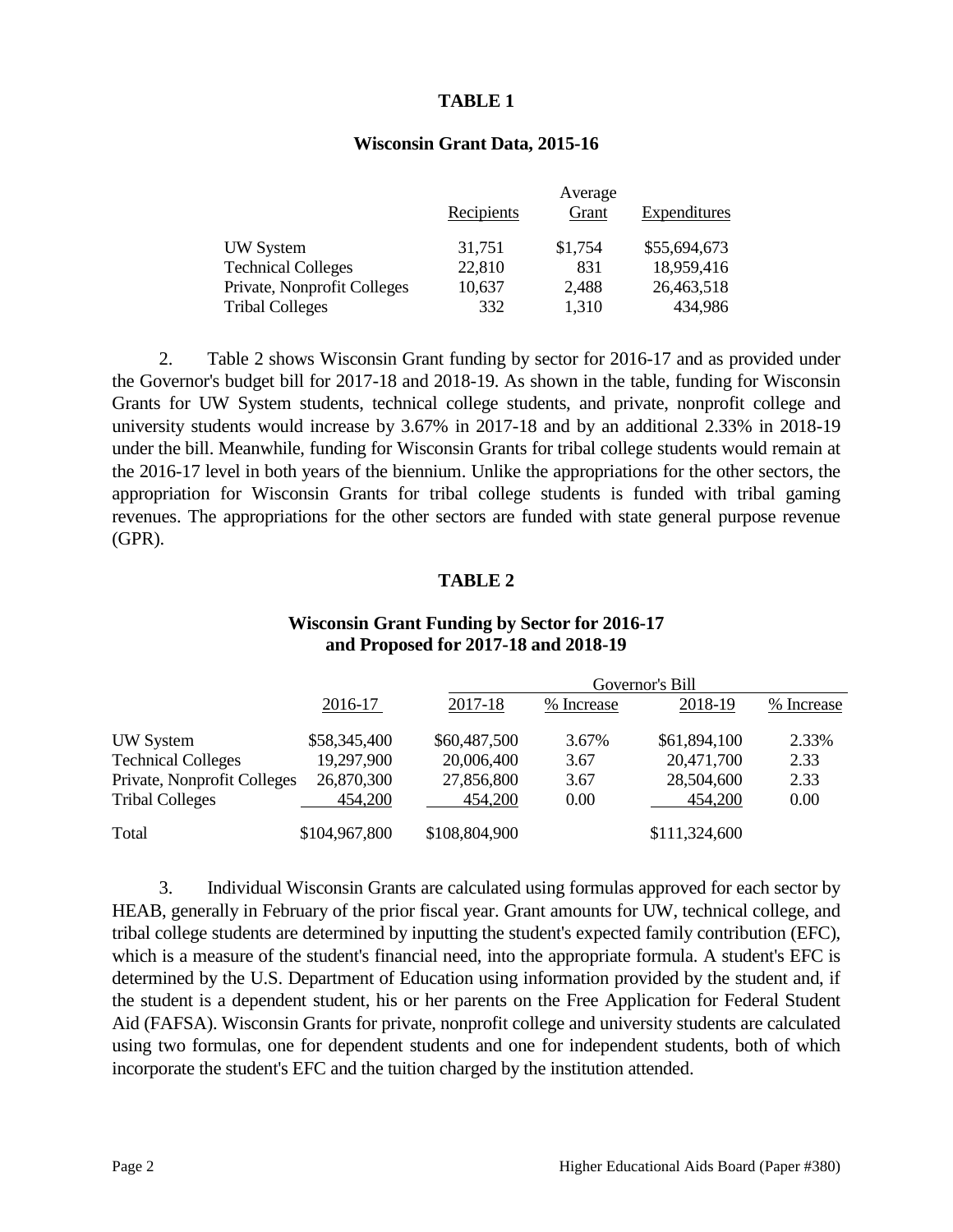**TABLE 1**

**Wisconsin Grant Data, 2015-16**

| | Recipients | Average Grant | Expenditures |
|---|---|---|---|
| UW System | 31,751 | $1,754 | $55,694,673 |
| Technical Colleges | 22,810 | 831 | 18,959,416 |
| Private, Nonprofit Colleges | 10,637 | 2,488 | 26,463,518 |
| Tribal Colleges | 332 | 1,310 | 434,986 |

2. Table 2 shows Wisconsin Grant funding by sector for 2016-17 and as provided under the Governor's budget bill for 2017-18 and 2018-19. As shown in the table, funding for Wisconsin Grants for UW System students, technical college students, and private, nonprofit college and university students would increase by 3.67% in 2017-18 and by an additional 2.33% in 2018-19 under the bill. Meanwhile, funding for Wisconsin Grants for tribal college students would remain at the 2016-17 level in both years of the biennium. Unlike the appropriations for the other sectors, the appropriation for Wisconsin Grants for tribal college students is funded with tribal gaming revenues. The appropriations for the other sectors are funded with state general purpose revenue (GPR).

**TABLE 2**

**Wisconsin Grant Funding by Sector for 2016-17 and Proposed for 2017-18 and 2018-19**

| | | Governor's Bill | | | |
|---|---|---|---|---|---|
| | 2016-17 | 2017-18 | % Increase | 2018-19 | % Increase |
| UW System | $58,345,400 | $60,487,500 | 3.67% | $61,894,100 | 2.33% |
| Technical Colleges | 19,297,900 | 20,006,400 | 3.67 | 20,471,700 | 2.33 |
| Private, Nonprofit Colleges | 26,870,300 | 27,856,800 | 3.67 | 28,504,600 | 2.33 |
| Tribal Colleges | 454,200 | 454,200 | 0.00 | 454,200 | 0.00 |
| Total | $104,967,800 | $108,804,900 | | $111,324,600 | |

3. Individual Wisconsin Grants are calculated using formulas approved for each sector by HEAB, generally in February of the prior fiscal year. Grant amounts for UW, technical college, and tribal college students are determined by inputting the student's expected family contribution (EFC), which is a measure of the student's financial need, into the appropriate formula. A student's EFC is determined by the U.S. Department of Education using information provided by the student and, if the student is a dependent student, his or her parents on the Free Application for Federal Student Aid (FAFSA). Wisconsin Grants for private, nonprofit college and university students are calculated using two formulas, one for dependent students and one for independent students, both of which incorporate the student's EFC and the tuition charged by the institution attended.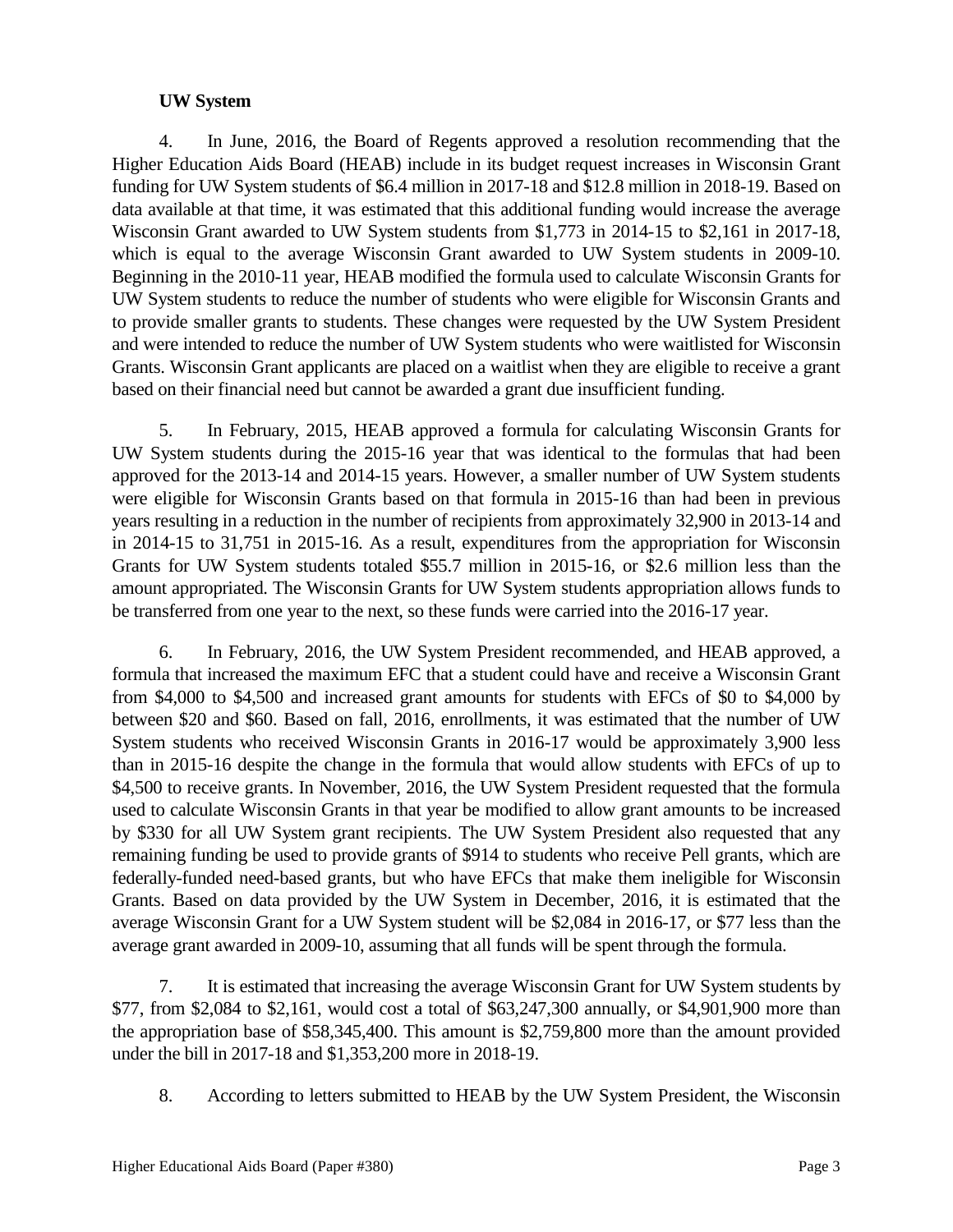**UW System**

4. In June, 2016, the Board of Regents approved a resolution recommending that the Higher Education Aids Board (HEAB) include in its budget request increases in Wisconsin Grant funding for UW System students of $6.4 million in 2017-18 and $12.8 million in 2018-19. Based on data available at that time, it was estimated that this additional funding would increase the average Wisconsin Grant awarded to UW System students from $1,773 in 2014-15 to $2,161 in 2017-18, which is equal to the average Wisconsin Grant awarded to UW System students in 2009-10. Beginning in the 2010-11 year, HEAB modified the formula used to calculate Wisconsin Grants for UW System students to reduce the number of students who were eligible for Wisconsin Grants and to provide smaller grants to students. These changes were requested by the UW System President and were intended to reduce the number of UW System students who were waitlisted for Wisconsin Grants. Wisconsin Grant applicants are placed on a waitlist when they are eligible to receive a grant based on their financial need but cannot be awarded a grant due insufficient funding.

5. In February, 2015, HEAB approved a formula for calculating Wisconsin Grants for UW System students during the 2015-16 year that was identical to the formulas that had been approved for the 2013-14 and 2014-15 years. However, a smaller number of UW System students were eligible for Wisconsin Grants based on that formula in 2015-16 than had been in previous years resulting in a reduction in the number of recipients from approximately 32,900 in 2013-14 and in 2014-15 to 31,751 in 2015-16. As a result, expenditures from the appropriation for Wisconsin Grants for UW System students totaled $55.7 million in 2015-16, or $2.6 million less than the amount appropriated. The Wisconsin Grants for UW System students appropriation allows funds to be transferred from one year to the next, so these funds were carried into the 2016-17 year.

6. In February, 2016, the UW System President recommended, and HEAB approved, a formula that increased the maximum EFC that a student could have and receive a Wisconsin Grant from $4,000 to $4,500 and increased grant amounts for students with EFCs of $0 to $4,000 by between $20 and $60. Based on fall, 2016, enrollments, it was estimated that the number of UW System students who received Wisconsin Grants in 2016-17 would be approximately 3,900 less than in 2015-16 despite the change in the formula that would allow students with EFCs of up to $4,500 to receive grants. In November, 2016, the UW System President requested that the formula used to calculate Wisconsin Grants in that year be modified to allow grant amounts to be increased by $330 for all UW System grant recipients. The UW System President also requested that any remaining funding be used to provide grants of $914 to students who receive Pell grants, which are federally-funded need-based grants, but who have EFCs that make them ineligible for Wisconsin Grants. Based on data provided by the UW System in December, 2016, it is estimated that the average Wisconsin Grant for a UW System student will be $2,084 in 2016-17, or $77 less than the average grant awarded in 2009-10, assuming that all funds will be spent through the formula.

7. It is estimated that increasing the average Wisconsin Grant for UW System students by $77, from $2,084 to $2,161, would cost a total of $63,247,300 annually, or $4,901,900 more than the appropriation base of $58,345,400. This amount is $2,759,800 more than the amount provided under the bill in 2017-18 and $1,353,200 more in 2018-19.

8. According to letters submitted to HEAB by the UW System President, the Wisconsin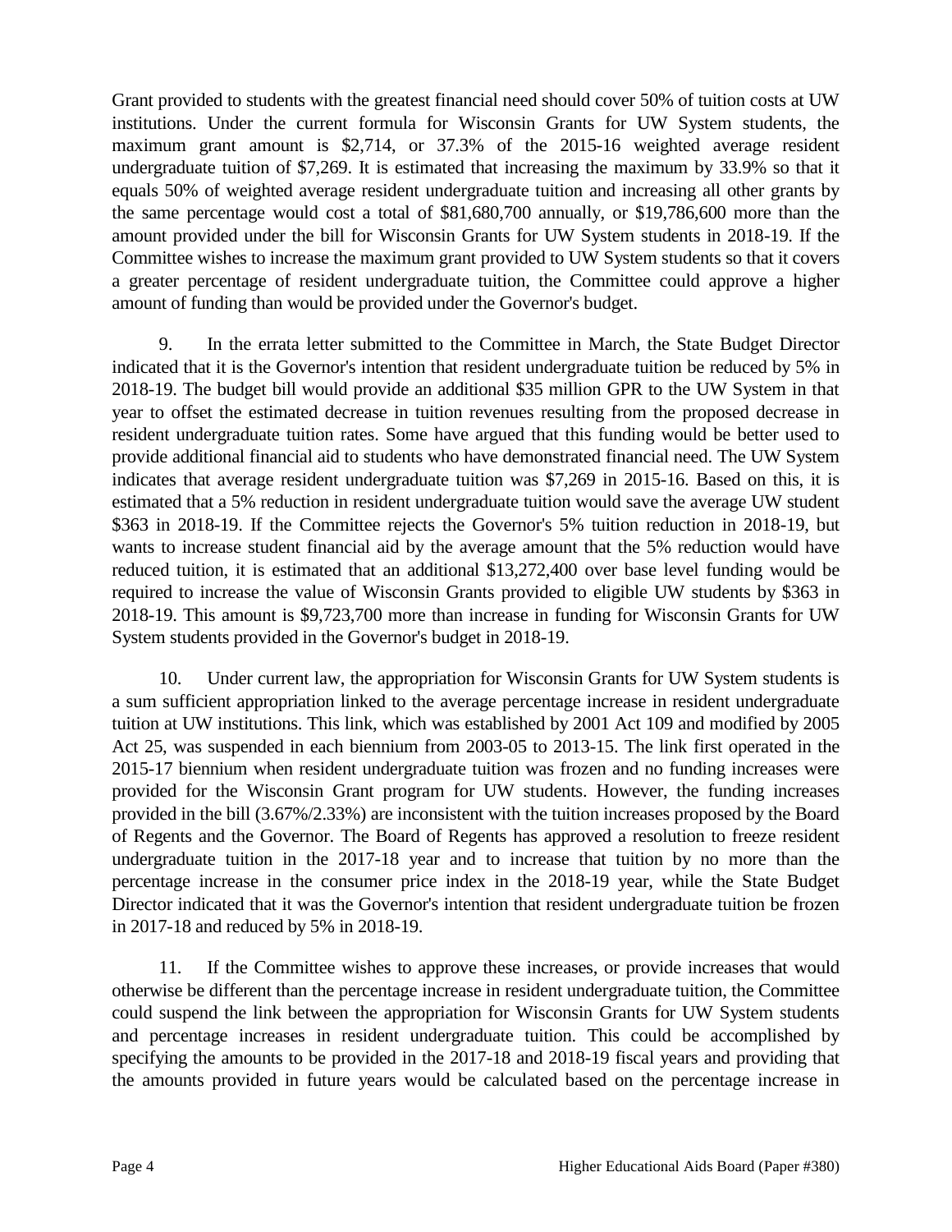Grant provided to students with the greatest financial need should cover 50% of tuition costs at UW institutions. Under the current formula for Wisconsin Grants for UW System students, the maximum grant amount is $2,714, or 37.3% of the 2015-16 weighted average resident undergraduate tuition of $7,269. It is estimated that increasing the maximum by 33.9% so that it equals 50% of weighted average resident undergraduate tuition and increasing all other grants by the same percentage would cost a total of $81,680,700 annually, or $19,786,600 more than the amount provided under the bill for Wisconsin Grants for UW System students in 2018-19. If the Committee wishes to increase the maximum grant provided to UW System students so that it covers a greater percentage of resident undergraduate tuition, the Committee could approve a higher amount of funding than would be provided under the Governor's budget.

9. In the errata letter submitted to the Committee in March, the State Budget Director indicated that it is the Governor's intention that resident undergraduate tuition be reduced by 5% in 2018-19. The budget bill would provide an additional $35 million GPR to the UW System in that year to offset the estimated decrease in tuition revenues resulting from the proposed decrease in resident undergraduate tuition rates. Some have argued that this funding would be better used to provide additional financial aid to students who have demonstrated financial need. The UW System indicates that average resident undergraduate tuition was $7,269 in 2015-16. Based on this, it is estimated that a 5% reduction in resident undergraduate tuition would save the average UW student $363 in 2018-19. If the Committee rejects the Governor's 5% tuition reduction in 2018-19, but wants to increase student financial aid by the average amount that the 5% reduction would have reduced tuition, it is estimated that an additional $13,272,400 over base level funding would be required to increase the value of Wisconsin Grants provided to eligible UW students by $363 in 2018-19. This amount is $9,723,700 more than increase in funding for Wisconsin Grants for UW System students provided in the Governor's budget in 2018-19.

10. Under current law, the appropriation for Wisconsin Grants for UW System students is a sum sufficient appropriation linked to the average percentage increase in resident undergraduate tuition at UW institutions. This link, which was established by 2001 Act 109 and modified by 2005 Act 25, was suspended in each biennium from 2003-05 to 2013-15. The link first operated in the 2015-17 biennium when resident undergraduate tuition was frozen and no funding increases were provided for the Wisconsin Grant program for UW students. However, the funding increases provided in the bill (3.67%/2.33%) are inconsistent with the tuition increases proposed by the Board of Regents and the Governor. The Board of Regents has approved a resolution to freeze resident undergraduate tuition in the 2017-18 year and to increase that tuition by no more than the percentage increase in the consumer price index in the 2018-19 year, while the State Budget Director indicated that it was the Governor's intention that resident undergraduate tuition be frozen in 2017-18 and reduced by 5% in 2018-19.

11. If the Committee wishes to approve these increases, or provide increases that would otherwise be different than the percentage increase in resident undergraduate tuition, the Committee could suspend the link between the appropriation for Wisconsin Grants for UW System students and percentage increases in resident undergraduate tuition. This could be accomplished by specifying the amounts to be provided in the 2017-18 and 2018-19 fiscal years and providing that the amounts provided in future years would be calculated based on the percentage increase in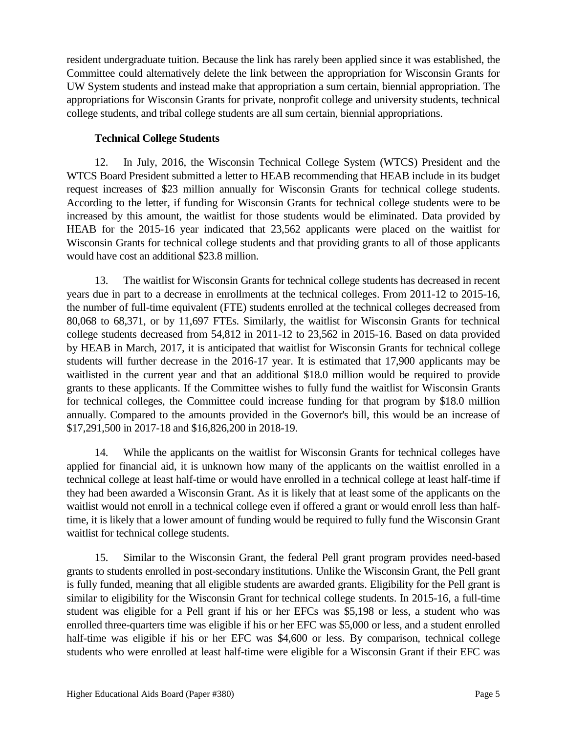resident undergraduate tuition. Because the link has rarely been applied since it was established, the Committee could alternatively delete the link between the appropriation for Wisconsin Grants for UW System students and instead make that appropriation a sum certain, biennial appropriation. The appropriations for Wisconsin Grants for private, nonprofit college and university students, technical college students, and tribal college students are all sum certain, biennial appropriations.

**Technical College Students**

12. In July, 2016, the Wisconsin Technical College System (WTCS) President and the WTCS Board President submitted a letter to HEAB recommending that HEAB include in its budget request increases of $23 million annually for Wisconsin Grants for technical college students. According to the letter, if funding for Wisconsin Grants for technical college students were to be increased by this amount, the waitlist for those students would be eliminated. Data provided by HEAB for the 2015-16 year indicated that 23,562 applicants were placed on the waitlist for Wisconsin Grants for technical college students and that providing grants to all of those applicants would have cost an additional $23.8 million.

13. The waitlist for Wisconsin Grants for technical college students has decreased in recent years due in part to a decrease in enrollments at the technical colleges. From 2011-12 to 2015-16, the number of full-time equivalent (FTE) students enrolled at the technical colleges decreased from 80,068 to 68,371, or by 11,697 FTEs. Similarly, the waitlist for Wisconsin Grants for technical college students decreased from 54,812 in 2011-12 to 23,562 in 2015-16. Based on data provided by HEAB in March, 2017, it is anticipated that waitlist for Wisconsin Grants for technical college students will further decrease in the 2016-17 year. It is estimated that 17,900 applicants may be waitlisted in the current year and that an additional $18.0 million would be required to provide grants to these applicants. If the Committee wishes to fully fund the waitlist for Wisconsin Grants for technical colleges, the Committee could increase funding for that program by $18.0 million annually. Compared to the amounts provided in the Governor's bill, this would be an increase of $17,291,500 in 2017-18 and $16,826,200 in 2018-19.

14. While the applicants on the waitlist for Wisconsin Grants for technical colleges have applied for financial aid, it is unknown how many of the applicants on the waitlist enrolled in a technical college at least half-time or would have enrolled in a technical college at least half-time if they had been awarded a Wisconsin Grant. As it is likely that at least some of the applicants on the waitlist would not enroll in a technical college even if offered a grant or would enroll less than half-time, it is likely that a lower amount of funding would be required to fully fund the Wisconsin Grant waitlist for technical college students.

15. Similar to the Wisconsin Grant, the federal Pell grant program provides need-based grants to students enrolled in post-secondary institutions. Unlike the Wisconsin Grant, the Pell grant is fully funded, meaning that all eligible students are awarded grants. Eligibility for the Pell grant is similar to eligibility for the Wisconsin Grant for technical college students. In 2015-16, a full-time student was eligible for a Pell grant if his or her EFCs was $5,198 or less, a student who was enrolled three-quarters time was eligible if his or her EFC was $5,000 or less, and a student enrolled half-time was eligible if his or her EFC was $4,600 or less. By comparison, technical college students who were enrolled at least half-time were eligible for a Wisconsin Grant if their EFC was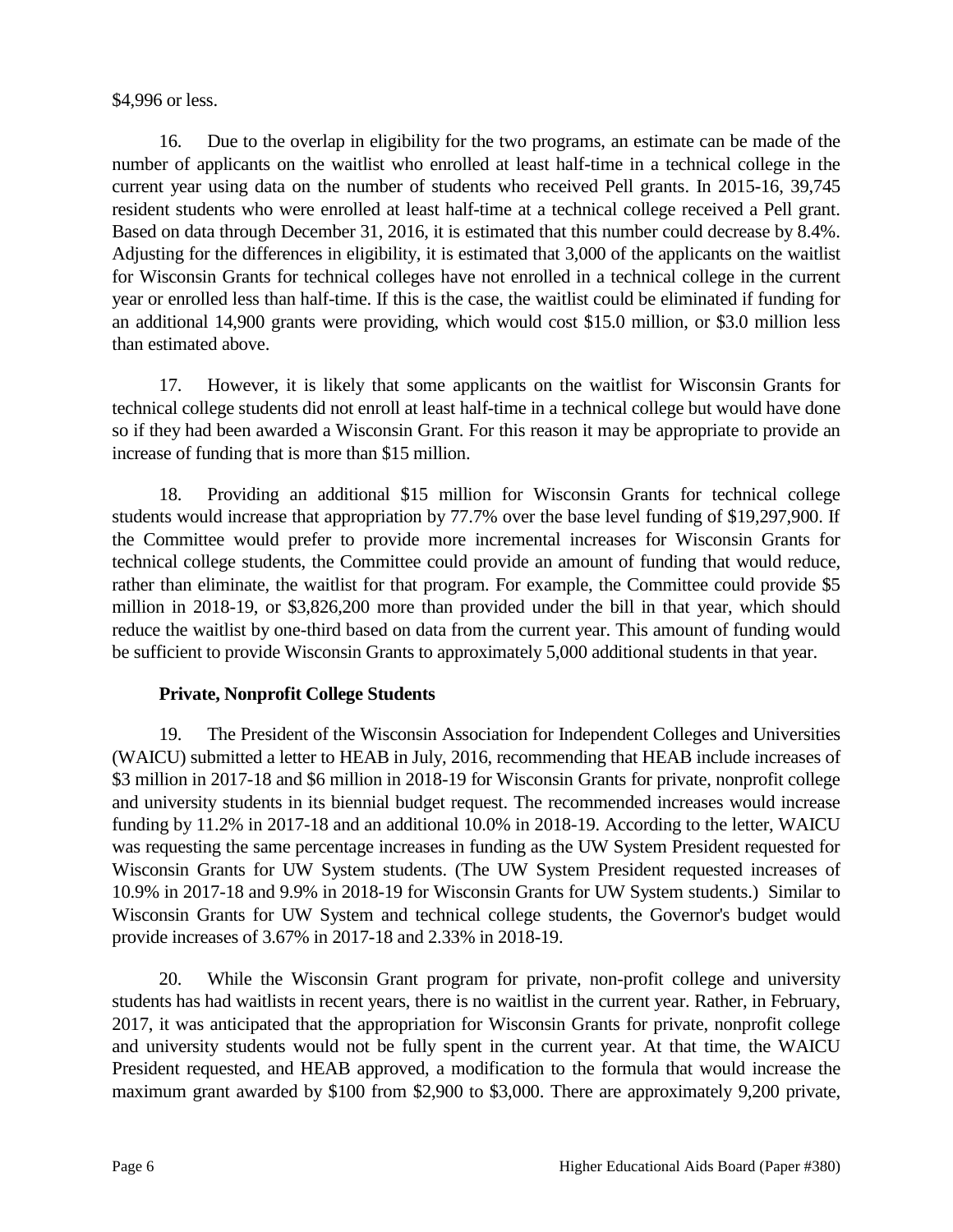$4,996 or less.

16. Due to the overlap in eligibility for the two programs, an estimate can be made of the number of applicants on the waitlist who enrolled at least half-time in a technical college in the current year using data on the number of students who received Pell grants. In 2015-16, 39,745 resident students who were enrolled at least half-time at a technical college received a Pell grant. Based on data through December 31, 2016, it is estimated that this number could decrease by 8.4%. Adjusting for the differences in eligibility, it is estimated that 3,000 of the applicants on the waitlist for Wisconsin Grants for technical colleges have not enrolled in a technical college in the current year or enrolled less than half-time. If this is the case, the waitlist could be eliminated if funding for an additional 14,900 grants were providing, which would cost $15.0 million, or $3.0 million less than estimated above.

17. However, it is likely that some applicants on the waitlist for Wisconsin Grants for technical college students did not enroll at least half-time in a technical college but would have done so if they had been awarded a Wisconsin Grant. For this reason it may be appropriate to provide an increase of funding that is more than $15 million.

18. Providing an additional $15 million for Wisconsin Grants for technical college students would increase that appropriation by 77.7% over the base level funding of $19,297,900. If the Committee would prefer to provide more incremental increases for Wisconsin Grants for technical college students, the Committee could provide an amount of funding that would reduce, rather than eliminate, the waitlist for that program. For example, the Committee could provide $5 million in 2018-19, or $3,826,200 more than provided under the bill in that year, which should reduce the waitlist by one-third based on data from the current year. This amount of funding would be sufficient to provide Wisconsin Grants to approximately 5,000 additional students in that year.

**Private, Nonprofit College Students**

19. The President of the Wisconsin Association for Independent Colleges and Universities (WAICU) submitted a letter to HEAB in July, 2016, recommending that HEAB include increases of $3 million in 2017-18 and $6 million in 2018-19 for Wisconsin Grants for private, nonprofit college and university students in its biennial budget request. The recommended increases would increase funding by 11.2% in 2017-18 and an additional 10.0% in 2018-19. According to the letter, WAICU was requesting the same percentage increases in funding as the UW System President requested for Wisconsin Grants for UW System students. (The UW System President requested increases of 10.9% in 2017-18 and 9.9% in 2018-19 for Wisconsin Grants for UW System students.) Similar to Wisconsin Grants for UW System and technical college students, the Governor's budget would provide increases of 3.67% in 2017-18 and 2.33% in 2018-19.

20. While the Wisconsin Grant program for private, non-profit college and university students has had waitlists in recent years, there is no waitlist in the current year. Rather, in February, 2017, it was anticipated that the appropriation for Wisconsin Grants for private, nonprofit college and university students would not be fully spent in the current year. At that time, the WAICU President requested, and HEAB approved, a modification to the formula that would increase the maximum grant awarded by $100 from $2,900 to $3,000. There are approximately 9,200 private,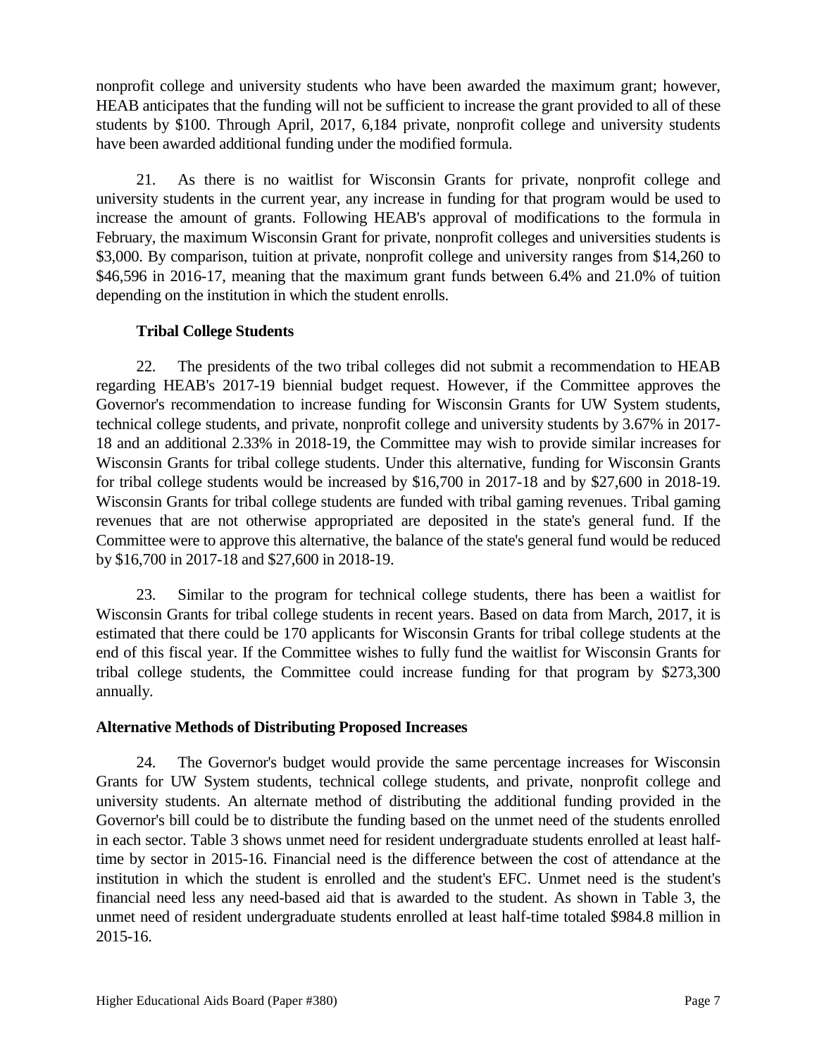nonprofit college and university students who have been awarded the maximum grant; however, HEAB anticipates that the funding will not be sufficient to increase the grant provided to all of these students by $100. Through April, 2017, 6,184 private, nonprofit college and university students have been awarded additional funding under the modified formula.

21. As there is no waitlist for Wisconsin Grants for private, nonprofit college and university students in the current year, any increase in funding for that program would be used to increase the amount of grants. Following HEAB's approval of modifications to the formula in February, the maximum Wisconsin Grant for private, nonprofit colleges and universities students is $3,000. By comparison, tuition at private, nonprofit college and university ranges from $14,260 to $46,596 in 2016-17, meaning that the maximum grant funds between 6.4% and 21.0% of tuition depending on the institution in which the student enrolls.

**Tribal College Students**

22. The presidents of the two tribal colleges did not submit a recommendation to HEAB regarding HEAB's 2017-19 biennial budget request. However, if the Committee approves the Governor's recommendation to increase funding for Wisconsin Grants for UW System students, technical college students, and private, nonprofit college and university students by 3.67% in 2017-18 and an additional 2.33% in 2018-19, the Committee may wish to provide similar increases for Wisconsin Grants for tribal college students. Under this alternative, funding for Wisconsin Grants for tribal college students would be increased by $16,700 in 2017-18 and by $27,600 in 2018-19. Wisconsin Grants for tribal college students are funded with tribal gaming revenues. Tribal gaming revenues that are not otherwise appropriated are deposited in the state's general fund. If the Committee were to approve this alternative, the balance of the state's general fund would be reduced by $16,700 in 2017-18 and $27,600 in 2018-19.

23. Similar to the program for technical college students, there has been a waitlist for Wisconsin Grants for tribal college students in recent years. Based on data from March, 2017, it is estimated that there could be 170 applicants for Wisconsin Grants for tribal college students at the end of this fiscal year. If the Committee wishes to fully fund the waitlist for Wisconsin Grants for tribal college students, the Committee could increase funding for that program by $273,300 annually.

**Alternative Methods of Distributing Proposed Increases**

24. The Governor's budget would provide the same percentage increases for Wisconsin Grants for UW System students, technical college students, and private, nonprofit college and university students. An alternate method of distributing the additional funding provided in the Governor's bill could be to distribute the funding based on the unmet need of the students enrolled in each sector. Table 3 shows unmet need for resident undergraduate students enrolled at least half-time by sector in 2015-16. Financial need is the difference between the cost of attendance at the institution in which the student is enrolled and the student's EFC. Unmet need is the student's financial need less any need-based aid that is awarded to the student. As shown in Table 3, the unmet need of resident undergraduate students enrolled at least half-time totaled $984.8 million in 2015-16.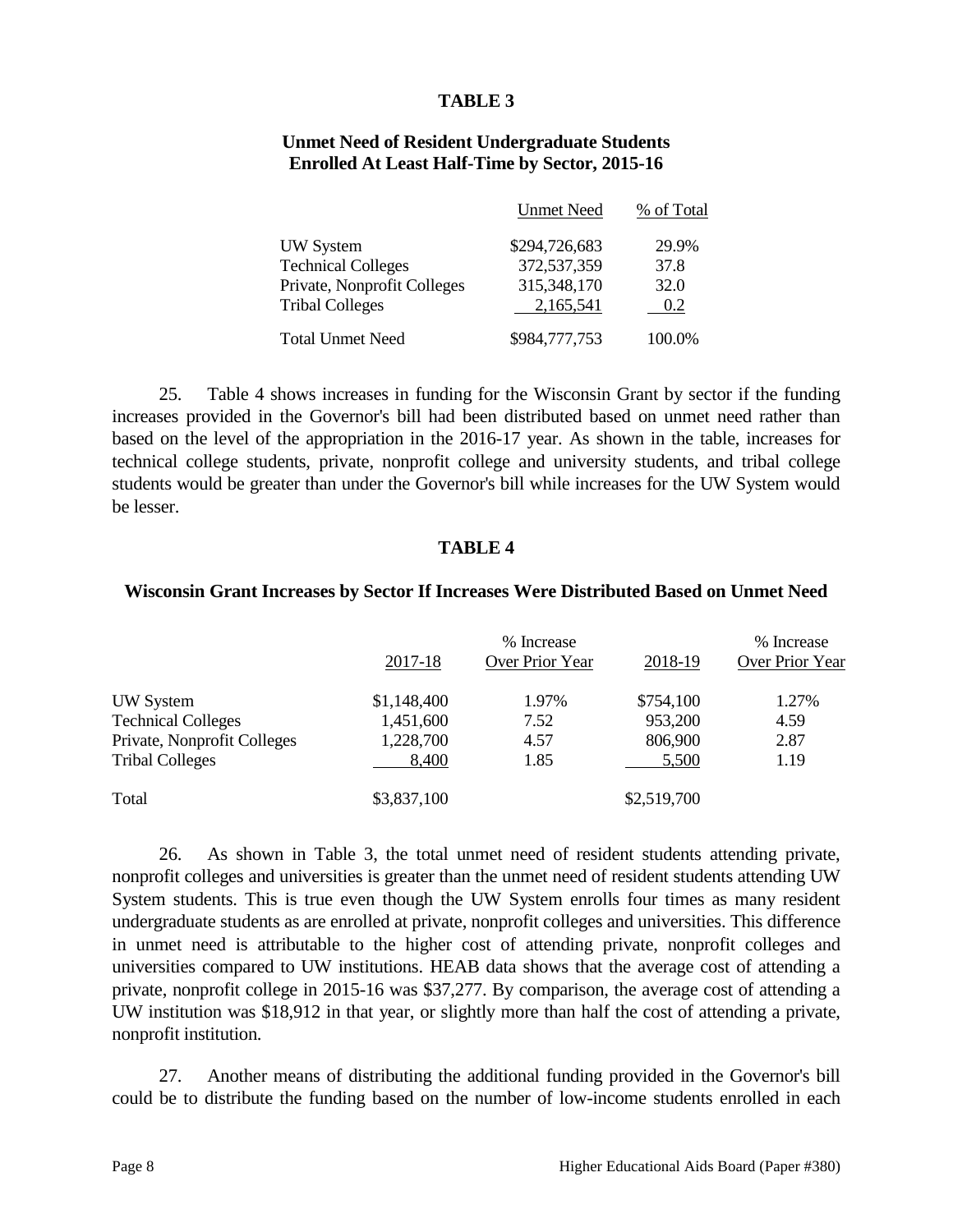**TABLE 3**

**Unmet Need of Resident Undergraduate Students Enrolled At Least Half-Time by Sector, 2015-16**

| | Unmet Need | % of Total |
|---|---|---|
| UW System | $294,726,683 | 29.9% |
| Technical Colleges | 372,537,359 | 37.8 |
| Private, Nonprofit Colleges | 315,348,170 | 32.0 |
| Tribal Colleges | 2,165,541 | 0.2 |
| Total Unmet Need | $984,777,753 | 100.0% |

25. Table 4 shows increases in funding for the Wisconsin Grant by sector if the funding increases provided in the Governor's bill had been distributed based on unmet need rather than based on the level of the appropriation in the 2016-17 year. As shown in the table, increases for technical college students, private, nonprofit college and university students, and tribal college students would be greater than under the Governor's bill while increases for the UW System would be lesser.

**TABLE 4**

**Wisconsin Grant Increases by Sector If Increases Were Distributed Based on Unmet Need**

| | 2017-18 | % Increase Over Prior Year | 2018-19 | % Increase Over Prior Year |
|---|---|---|---|---|
| UW System | $1,148,400 | 1.97% | $754,100 | 1.27% |
| Technical Colleges | 1,451,600 | 7.52 | 953,200 | 4.59 |
| Private, Nonprofit Colleges | 1,228,700 | 4.57 | 806,900 | 2.87 |
| Tribal Colleges | 8,400 | 1.85 | 5,500 | 1.19 |
| Total | $3,837,100 | | $2,519,700 | |

26. As shown in Table 3, the total unmet need of resident students attending private, nonprofit colleges and universities is greater than the unmet need of resident students attending UW System students. This is true even though the UW System enrolls four times as many resident undergraduate students as are enrolled at private, nonprofit colleges and universities. This difference in unmet need is attributable to the higher cost of attending private, nonprofit colleges and universities compared to UW institutions. HEAB data shows that the average cost of attending a private, nonprofit college in 2015-16 was $37,277. By comparison, the average cost of attending a UW institution was $18,912 in that year, or slightly more than half the cost of attending a private, nonprofit institution.

27. Another means of distributing the additional funding provided in the Governor's bill could be to distribute the funding based on the number of low-income students enrolled in each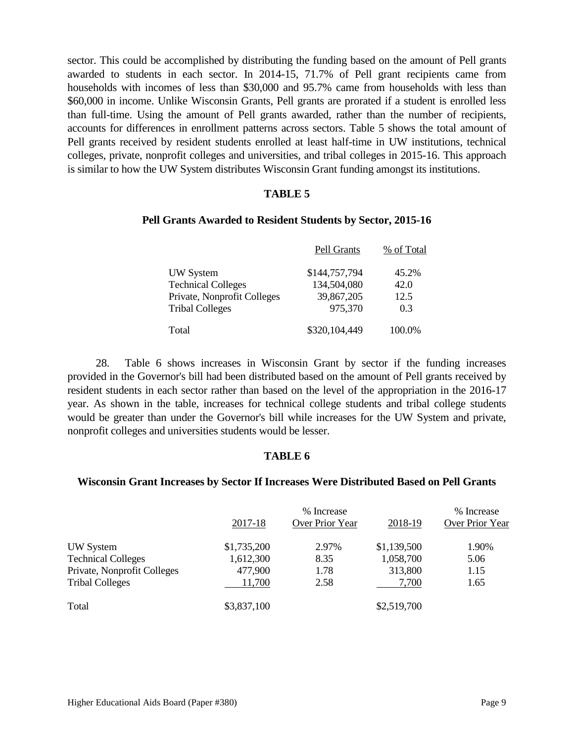sector. This could be accomplished by distributing the funding based on the amount of Pell grants awarded to students in each sector. In 2014-15, 71.7% of Pell grant recipients came from households with incomes of less than $30,000 and 95.7% came from households with less than $60,000 in income. Unlike Wisconsin Grants, Pell grants are prorated if a student is enrolled less than full-time. Using the amount of Pell grants awarded, rather than the number of recipients, accounts for differences in enrollment patterns across sectors. Table 5 shows the total amount of Pell grants received by resident students enrolled at least half-time in UW institutions, technical colleges, private, nonprofit colleges and universities, and tribal colleges in 2015-16. This approach is similar to how the UW System distributes Wisconsin Grant funding amongst its institutions.

**TABLE 5**

**Pell Grants Awarded to Resident Students by Sector, 2015-16**

| | Pell Grants | % of Total |
|---|---|---|
| UW System | $144,757,794 | 45.2% |
| Technical Colleges | 134,504,080 | 42.0 |
| Private, Nonprofit Colleges | 39,867,205 | 12.5 |
| Tribal Colleges | 975,370 | 0.3 |
| Total | $320,104,449 | 100.0% |

28. Table 6 shows increases in Wisconsin Grant by sector if the funding increases provided in the Governor's bill had been distributed based on the amount of Pell grants received by resident students in each sector rather than based on the level of the appropriation in the 2016-17 year. As shown in the table, increases for technical college students and tribal college students would be greater than under the Governor's bill while increases for the UW System and private, nonprofit colleges and universities students would be lesser.

**TABLE 6**

**Wisconsin Grant Increases by Sector If Increases Were Distributed Based on Pell Grants**

| | 2017-18 | % Increase Over Prior Year | 2018-19 | % Increase Over Prior Year |
|---|---|---|---|---|
| UW System | $1,735,200 | 2.97% | $1,139,500 | 1.90% |
| Technical Colleges | 1,612,300 | 8.35 | 1,058,700 | 5.06 |
| Private, Nonprofit Colleges | 477,900 | 1.78 | 313,800 | 1.15 |
| Tribal Colleges | 11,700 | 2.58 | 7,700 | 1.65 |
| Total | $3,837,100 | | $2,519,700 | |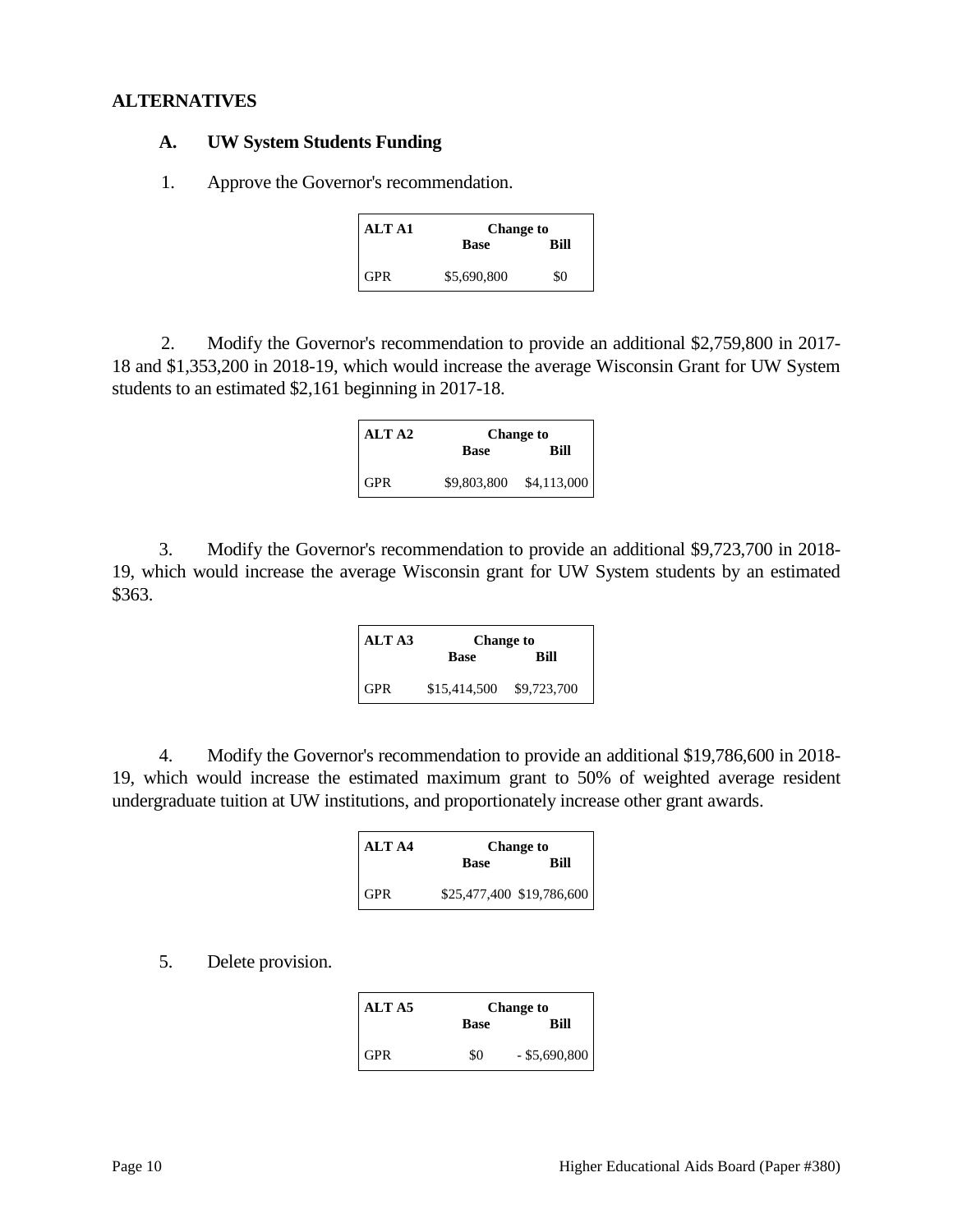## ALTERNATIVES

### A. UW System Students Funding

1. Approve the Governor's recommendation.

| ALT A1 | Change to Base | Change to Bill |
|---|---|---|
| GPR | $5,690,800 | $0 |

2. Modify the Governor's recommendation to provide an additional $2,759,800 in 2017-18 and $1,353,200 in 2018-19, which would increase the average Wisconsin Grant for UW System students to an estimated $2,161 beginning in 2017-18.

| ALT A2 | Change to Base | Change to Bill |
|---|---|---|
| GPR | $9,803,800 | $4,113,000 |

3. Modify the Governor's recommendation to provide an additional $9,723,700 in 2018-19, which would increase the average Wisconsin grant for UW System students by an estimated $363.

| ALT A3 | Change to Base | Change to Bill |
|---|---|---|
| GPR | $15,414,500 | $9,723,700 |

4. Modify the Governor's recommendation to provide an additional $19,786,600 in 2018-19, which would increase the estimated maximum grant to 50% of weighted average resident undergraduate tuition at UW institutions, and proportionately increase other grant awards.

| ALT A4 | Change to Base | Change to Bill |
|---|---|---|
| GPR | $25,477,400 | $19,786,600 |

5. Delete provision.

| ALT A5 | Change to Base | Change to Bill |
|---|---|---|
| GPR | $0 | - $5,690,800 |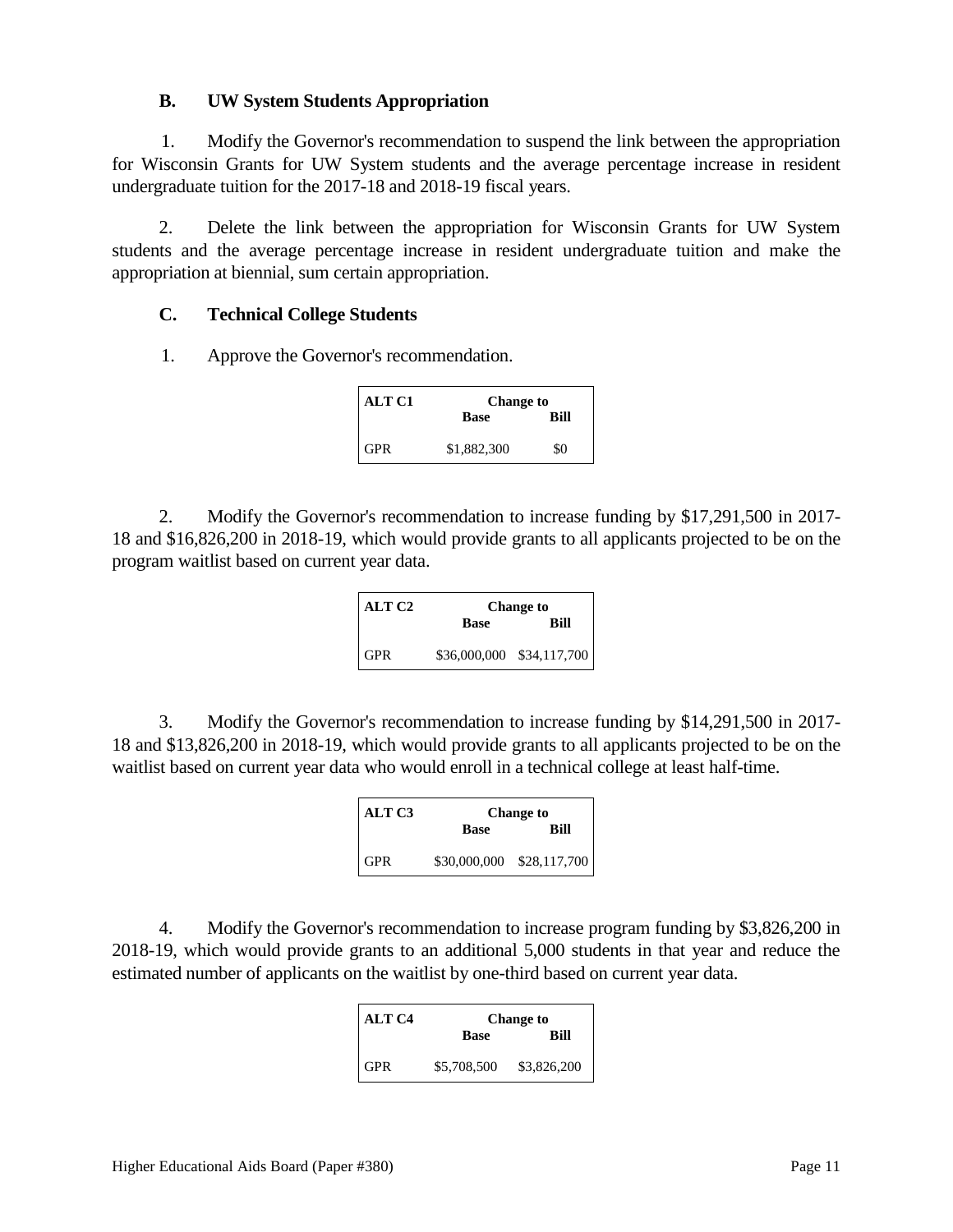### B. UW System Students Appropriation

1. Modify the Governor's recommendation to suspend the link between the appropriation for Wisconsin Grants for UW System students and the average percentage increase in resident undergraduate tuition for the 2017-18 and 2018-19 fiscal years.

2. Delete the link between the appropriation for Wisconsin Grants for UW System students and the average percentage increase in resident undergraduate tuition and make the appropriation at biennial, sum certain appropriation.

### C. Technical College Students

1. Approve the Governor's recommendation.

| ALT C1 | Change to Base | Change to Bill |
|---|---|---|
| GPR | $1,882,300 | $0 |

2. Modify the Governor's recommendation to increase funding by $17,291,500 in 2017-18 and $16,826,200 in 2018-19, which would provide grants to all applicants projected to be on the program waitlist based on current year data.

| ALT C2 | Change to Base | Change to Bill |
|---|---|---|
| GPR | $36,000,000 | $34,117,700 |

3. Modify the Governor's recommendation to increase funding by $14,291,500 in 2017-18 and $13,826,200 in 2018-19, which would provide grants to all applicants projected to be on the waitlist based on current year data who would enroll in a technical college at least half-time.

| ALT C3 | Change to Base | Change to Bill |
|---|---|---|
| GPR | $30,000,000 | $28,117,700 |

4. Modify the Governor's recommendation to increase program funding by $3,826,200 in 2018-19, which would provide grants to an additional 5,000 students in that year and reduce the estimated number of applicants on the waitlist by one-third based on current year data.

| ALT C4 | Change to Base | Change to Bill |
|---|---|---|
| GPR | $5,708,500 | $3,826,200 |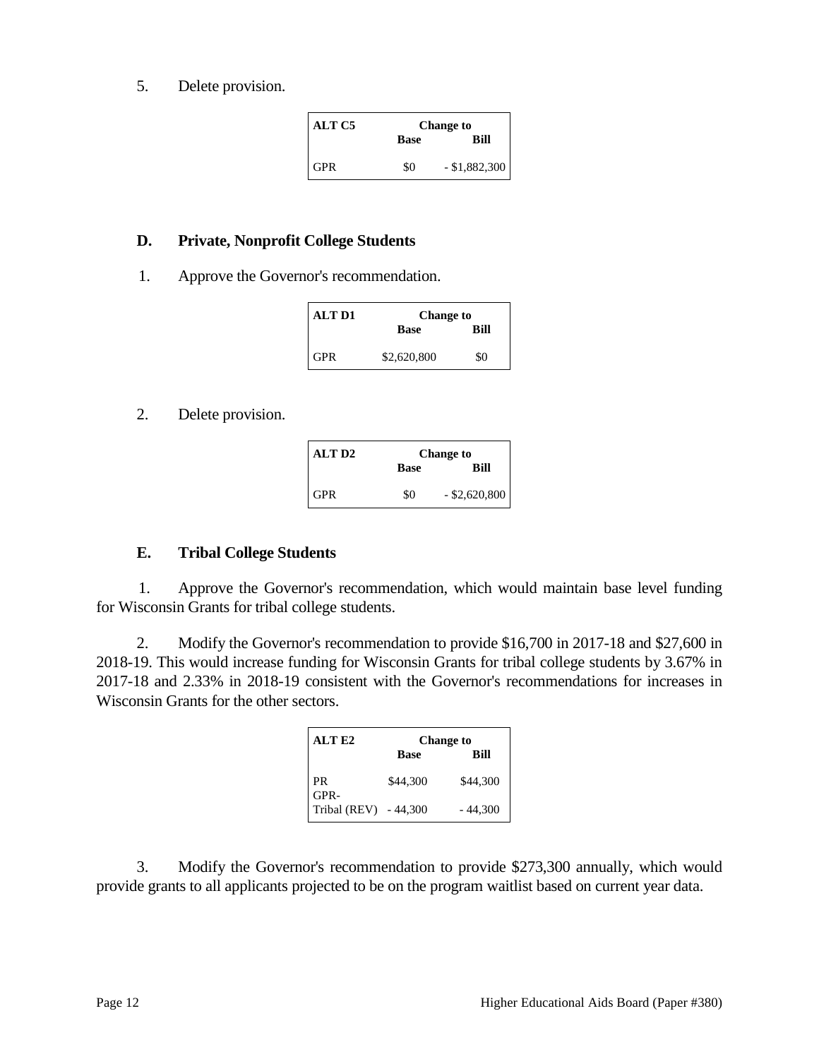5. Delete provision.

| ALT C5 | Change to | |
|---|---|---|
| | Base | Bill |
| GPR | $0 | - $1,882,300 |

### D. Private, Nonprofit College Students

1. Approve the Governor's recommendation.

| ALT D1 | Change to | |
|---|---|---|
| | Base | Bill |
| GPR | $2,620,800 | $0 |

2. Delete provision.

| ALT D2 | Change to | |
|---|---|---|
| | Base | Bill |
| GPR | $0 | - $2,620,800 |

### E. Tribal College Students

1. Approve the Governor's recommendation, which would maintain base level funding for Wisconsin Grants for tribal college students.

2. Modify the Governor's recommendation to provide $16,700 in 2017-18 and $27,600 in 2018-19. This would increase funding for Wisconsin Grants for tribal college students by 3.67% in 2017-18 and 2.33% in 2018-19 consistent with the Governor's recommendations for increases in Wisconsin Grants for the other sectors.

| ALT E2 | Change to | |
|---|---|---|
| | Base | Bill |
| PR | $44,300 | $44,300 |
| GPR-Tribal (REV) | - 44,300 | - 44,300 |

3. Modify the Governor's recommendation to provide $273,300 annually, which would provide grants to all applicants projected to be on the program waitlist based on current year data.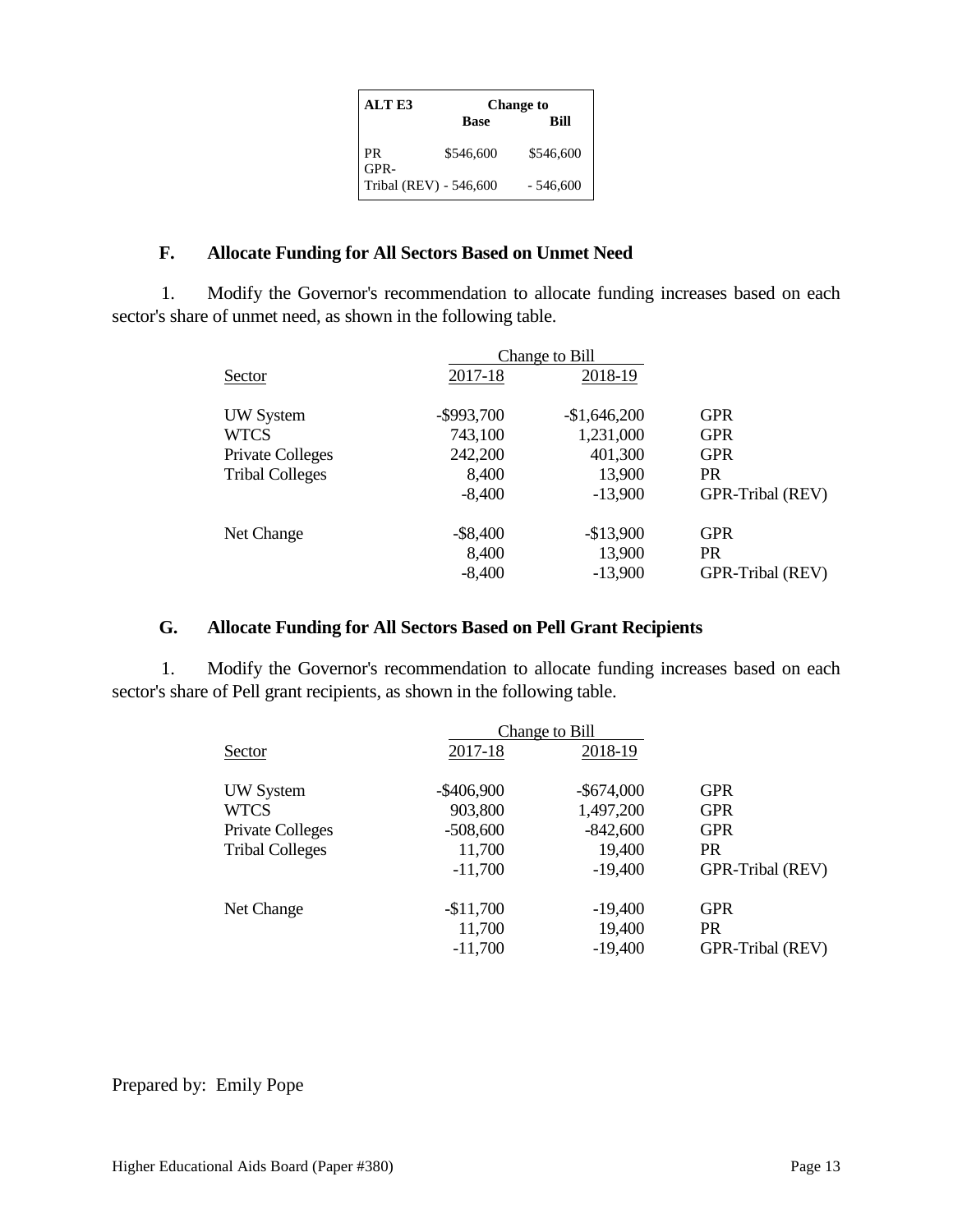| ALT E3 | Change to Base | Change to Bill |
|---|---|---|
| PR | $546,600 | $546,600 |
| GPR-Tribal (REV) | - 546,600 | - 546,600 |

## F. Allocate Funding for All Sectors Based on Unmet Need

1. Modify the Governor's recommendation to allocate funding increases based on each sector's share of unmet need, as shown in the following table.

| Sector | Change to Bill 2017-18 | Change to Bill 2018-19 | |
|---|---|---|---|
| UW System | -$993,700 | -$1,646,200 | GPR |
| WTCS | 743,100 | 1,231,000 | GPR |
| Private Colleges | 242,200 | 401,300 | GPR |
| Tribal Colleges | 8,400 | 13,900 | PR |
| | -8,400 | -13,900 | GPR-Tribal (REV) |
| Net Change | -$8,400 | -$13,900 | GPR |
| | 8,400 | 13,900 | PR |
| | -8,400 | -13,900 | GPR-Tribal (REV) |

## G. Allocate Funding for All Sectors Based on Pell Grant Recipients

1. Modify the Governor's recommendation to allocate funding increases based on each sector's share of Pell grant recipients, as shown in the following table.

| Sector | Change to Bill 2017-18 | Change to Bill 2018-19 | |
|---|---|---|---|
| UW System | -$406,900 | -$674,000 | GPR |
| WTCS | 903,800 | 1,497,200 | GPR |
| Private Colleges | -508,600 | -842,600 | GPR |
| Tribal Colleges | 11,700 | 19,400 | PR |
| | -11,700 | -19,400 | GPR-Tribal (REV) |
| Net Change | -$11,700 | -19,400 | GPR |
| | 11,700 | 19,400 | PR |
| | -11,700 | -19,400 | GPR-Tribal (REV) |

Prepared by: Emily Pope